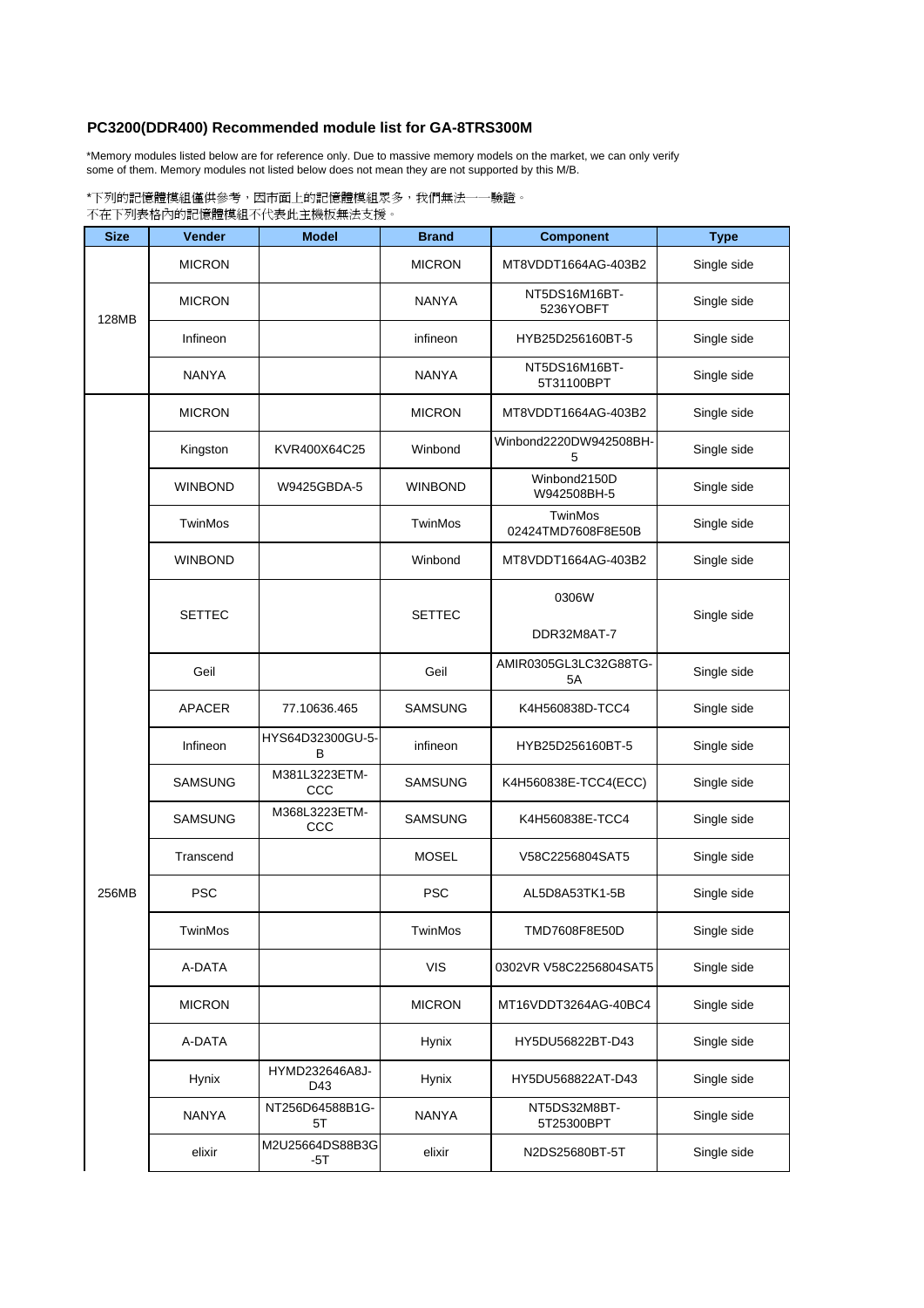# PC3200(DDR400) Recommended module list for GA-8TRS300M

*Memory modules listed below are for reference only. Due to massive memory models on the market, we can only verify some of them. Memory modules not listed below does not mean they are not supported by this M/B.

*下列的記憶體模組僅供參考，因市面上的記憶體模組眾多，我們無法一一驗證。
不在下列表格內的記憶體模組不代表此主機板無法支援。

| Size | Vender | Model | Brand | Component | Type |
|---|---|---|---|---|---|
| 128MB | MICRON | | MICRON | MT8VDDT1664AG-403B2 | Single side |
| | MICRON | | NANYA | NT5DS16M16BT-5236YOBFT | Single side |
| | Infineon | | infineon | HYB25D256160BT-5 | Single side |
| | NANYA | | NANYA | NT5DS16M16BT-5T31100BPT | Single side |
| 256MB | MICRON | | MICRON | MT8VDDT1664AG-403B2 | Single side |
| | Kingston | KVR400X64C25 | Winbond | Winbond2220DW942508BH-5 | Single side |
| | WINBOND | W9425GBDA-5 | WINBOND | Winbond2150D W942508BH-5 | Single side |
| | TwinMos | | TwinMos | TwinMos 02424TMD7608F8E50B | Single side |
| | WINBOND | | Winbond | MT8VDDT1664AG-403B2 | Single side |
| | SETTEC | | SETTEC | 0306W DDR32M8AT-7 | Single side |
| | Geil | | Geil | AMIR0305GL3LC32G88TG-5A | Single side |
| | APACER | 77.10636.465 | SAMSUNG | K4H560838D-TCC4 | Single side |
| | Infineon | HYS64D32300GU-5-B | infineon | HYB25D256160BT-5 | Single side |
| | SAMSUNG | M381L3223ETM-CCC | SAMSUNG | K4H560838E-TCC4(ECC) | Single side |
| | SAMSUNG | M368L3223ETM-CCC | SAMSUNG | K4H560838E-TCC4 | Single side |
| | Transcend | | MOSEL | V58C2256804SAT5 | Single side |
| | PSC | | PSC | AL5D8A53TK1-5B | Single side |
| | TwinMos | | TwinMos | TMD7608F8E50D | Single side |
| | A-DATA | | VIS | 0302VR V58C2256804SAT5 | Single side |
| | MICRON | | MICRON | MT16VDDT3264AG-40BC4 | Single side |
| | A-DATA | | Hynix | HY5DU56822BT-D43 | Single side |
| | Hynix | HYMD232646A8J-D43 | Hynix | HY5DU568822AT-D43 | Single side |
| | NANYA | NT256D64588B1G-5T | NANYA | NT5DS32M8BT-5T25300BPT | Single side |
| | elixir | M2U25664DS88B3G-5T | elixir | N2DS25680BT-5T | Single side |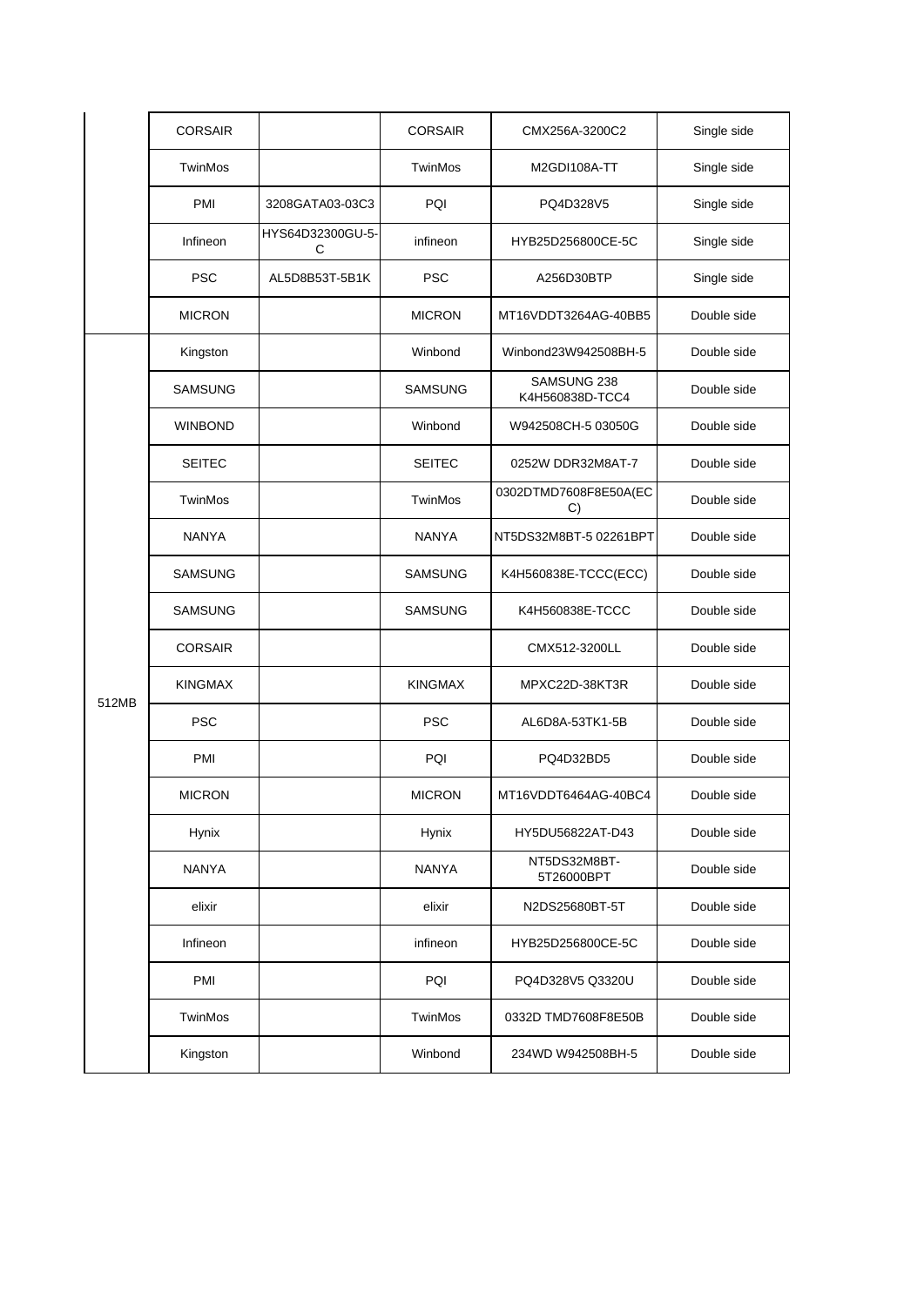| | | | | | |
|---|---|---|---|---|---|
| | CORSAIR | | CORSAIR | CMX256A-3200C2 | Single side |
| | TwinMos | | TwinMos | M2GDI108A-TT | Single side |
| | PMI | 3208GATA03-03C3 | PQI | PQ4D328V5 | Single side |
| | Infineon | HYS64D32300GU-5-C | infineon | HYB25D256800CE-5C | Single side |
| | PSC | AL5D8B53T-5B1K | PSC | A256D30BTP | Single side |
| | MICRON | | MICRON | MT16VDDT3264AG-40BB5 | Double side |
| 512MB | Kingston | | Winbond | Winbond23W942508BH-5 | Double side |
| | SAMSUNG | | SAMSUNG | SAMSUNG 238 K4H560838D-TCC4 | Double side |
| | WINBOND | | Winbond | W942508CH-5 03050G | Double side |
| | SEITEC | | SEITEC | 0252W DDR32M8AT-7 | Double side |
| | TwinMos | | TwinMos | 0302DTMD7608F8E50A(ECC) | Double side |
| | NANYA | | NANYA | NT5DS32M8BT-5 02261BPT | Double side |
| | SAMSUNG | | SAMSUNG | K4H560838E-TCCC(ECC) | Double side |
| | SAMSUNG | | SAMSUNG | K4H560838E-TCCC | Double side |
| | CORSAIR | | | CMX512-3200LL | Double side |
| | KINGMAX | | KINGMAX | MPXC22D-38KT3R | Double side |
| | PSC | | PSC | AL6D8A-53TK1-5B | Double side |
| | PMI | | PQI | PQ4D32BD5 | Double side |
| | MICRON | | MICRON | MT16VDDT6464AG-40BC4 | Double side |
| | Hynix | | Hynix | HY5DU56822AT-D43 | Double side |
| | NANYA | | NANYA | NT5DS32M8BT-5T26000BPT | Double side |
| | elixir | | elixir | N2DS25680BT-5T | Double side |
| | Infineon | | infineon | HYB25D256800CE-5C | Double side |
| | PMI | | PQI | PQ4D328V5 Q3320U | Double side |
| | TwinMos | | TwinMos | 0332D TMD7608F8E50B | Double side |
| | Kingston | | Winbond | 234WD W942508BH-5 | Double side |